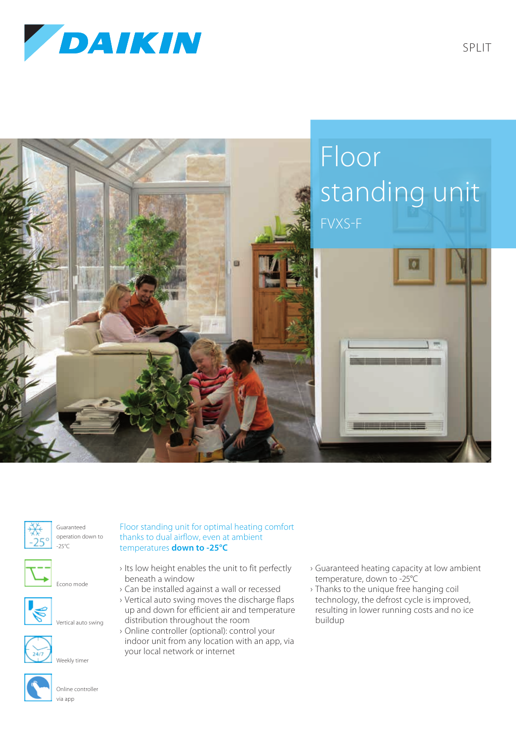DAIKIN

SPLIT

# Floor standing unit

## FVXS-F

- Guaranteed operation down to -25°C
- Econo mode
- Vertical auto swing
- Weekly timer
- Online controller via app

### Floor standing unit for optimal heating comfort thanks to dual airflow, even at ambient temperatures **down to -25°C**

- Its low height enables the unit to fit perfectly beneath a window
- Can be installed against a wall or recessed
- Vertical auto swing moves the discharge flaps up and down for efficient air and temperature distribution throughout the room
- Online controller (optional): control your indoor unit from any location with an app, via your local network or internet
- Guaranteed heating capacity at low ambient temperature, down to -25°C
- Thanks to the unique free hanging coil technology, the defrost cycle is improved, resulting in lower running costs and no ice buildup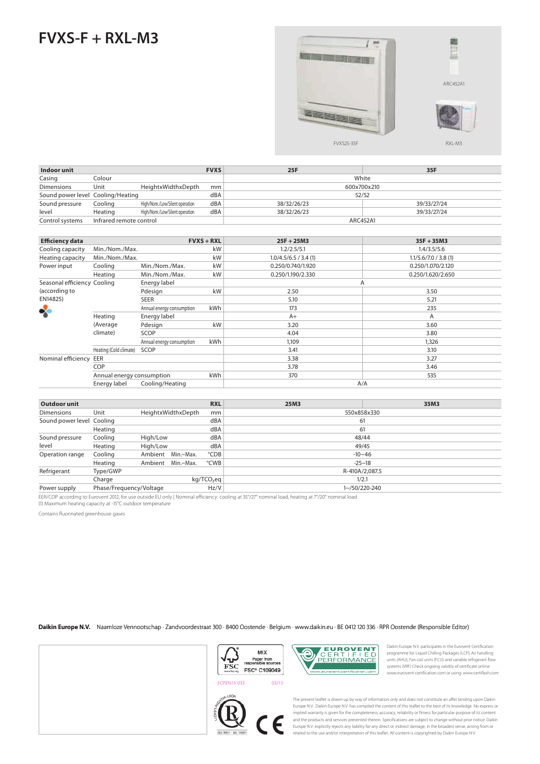# FVXS-F + RXL-M3

ARC452A1

FVXS25-35F

RXL-M3

| Indoor unit | | | FVXS | 25F | 35F |
|---|---|---|---|---|---|
| Casing | Colour | | | White | |
| Dimensions | Unit | HeightxWidthxDepth | mm | 600x700x210 | |
| Sound power level | Cooling/Heating | | dBA | 52/52 | |
| Sound pressure level | Cooling | High/Nom./Low/Silent operation | dBA | 38/32/26/23 | 39/33/27/24 |
| | Heating | High/Nom./Low/Silent operation | dBA | 38/32/26/23 | 39/33/27/24 |
| Control systems | Infrared remote control | | | ARC452A1 | |

| Efficiency data | | | FVXS + RXL | 25F + 25M3 | 35F + 35M3 |
|---|---|---|---|---|---|
| Cooling capacity | Min./Nom./Max. | | kW | 1.2/2.5/5.1 | 1.4/3.5/5.6 |
| Heating capacity | Min./Nom./Max. | | kW | 1.0/4.5/6.5 / 3.4 (1) | 1.1/5.6/7.0 / 3.8 (1) |
| Power input | Cooling | Min./Nom./Max. | kW | 0.250/0.740/1.920 | 0.250/1.070/2.120 |
| | Heating | Min./Nom./Max. | kW | 0.250/1.190/2.330 | 0.250/1.620/2.650 |
| Seasonal efficiency (according to EN14825) | Cooling | Energy label | | A | |
| | | Pdesign | kW | 2.50 | 3.50 |
| | | SEER | | 5.10 | 5.21 |
| | | Annual energy consumption | kWh | 173 | 235 |
| | Heating (Average climate) | Energy label | | A+ | A |
| | | Pdesign | kW | 3.20 | 3.60 |
| | | SCOP | | 4.04 | 3.80 |
| | | Annual energy consumption | kWh | 1,109 | 1,326 |
| | Heating (Cold climate) | SCOP | | 3.41 | 3.10 |
| Nominal efficiency | EER | | | 3.38 | 3.27 |
| | COP | | | 3.78 | 3.46 |
| | Annual energy consumption | | kWh | 370 | 535 |
| | Energy label | Cooling/Heating | | A/A | |

| Outdoor unit | | | RXL | 25M3 | 35M3 |
|---|---|---|---|---|---|
| Dimensions | Unit | HeightxWidthxDepth | mm | 550x858x330 | |
| Sound power level | Cooling | | dBA | 61 | |
| | Heating | | dBA | 61 | |
| Sound pressure level | Cooling | High/Low | dBA | 48/44 | |
| | Heating | High/Low | dBA | 49/45 | |
| Operation range | Cooling | Ambient Min.~Max. | °CDB | -10~46 | |
| | Heating | Ambient Min.~Max. | °CWB | -25~18 | |
| Refrigerant | Type/GWP | | | R-410A/2,087.5 | |
| | Charge | | kg/$TCO_2$eq | 1/2.1 | |
| Power supply | Phase/Frequency/Voltage | | Hz/V | 1~/50/220-240 | |

EER/COP according to Eurovent 2012, for use outside EU only | Nominal efficiency: cooling at 35°/27° nominal load, heating at 7°/20° nominal load
(1) Maximum heating capacity at -15°C outdoor temperature

Contains fluorinated greenhouse gases

**Daikin Europe N.V.** Naamloze Vennootschap · Zandvoordestraat 300 · 8400 Oostende · Belgium · www.daikin.eu · BE 0412 120 336 · RPR Oostende (Responsible Editor)

FSC MIX Paper from responsible sources FSC® C109049

ECPEN15-033 03/15

EUROVENT CERTIFIED PERFORMANCE www.eurovent-certification.com

Daikin Europe N.V. participates in the Eurovent Certification programme for Liquid Chilling Packages (LCP), Air handling units (AHU), Fan coil units (FCU) and variable refrigerant flow systems (VRF) Check ongoing validity of certificate online: www.eurovent-certification.com or using: www.certiflash.com

ISO 9001 · ISO 14001

The present leaflet is drawn up by way of information only and does not constitute an offer binding upon Daikin Europe N.V.. Daikin Europe N.V. has compiled the content of this leaflet to the best of its knowledge. No express or implied warranty is given for the completeness, accuracy, reliability or fitness for particular purpose of its content and the products and services presented therein. Specifications are subject to change without prior notice. Daikin Europe N.V. explicitly rejects any liability for any direct or indirect damage, in the broadest sense, arising from or related to the use and/or interpretation of this leaflet. All content is copyrighted by Daikin Europe N.V.